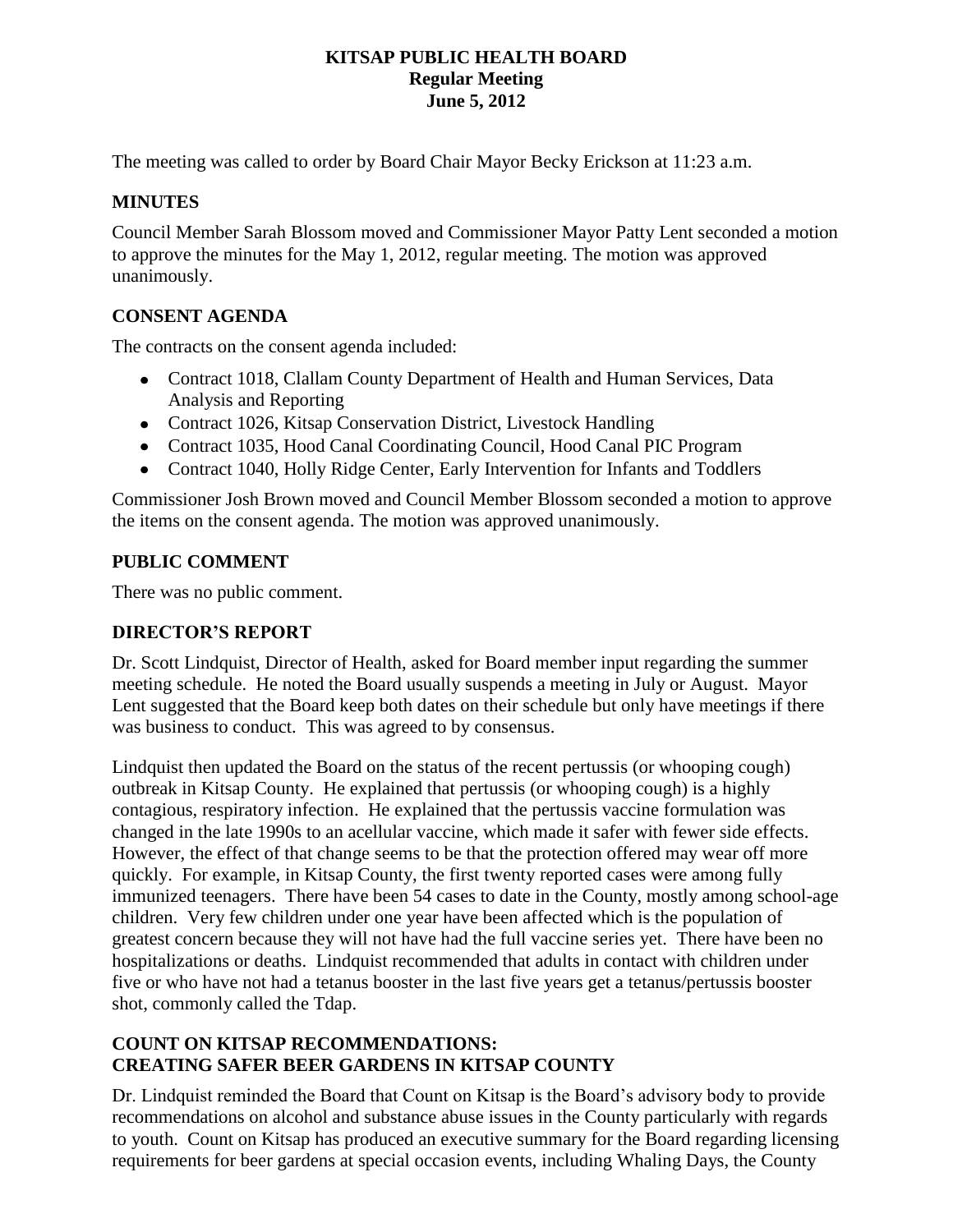# KITSAP PUBLIC HEALTH BOARD
## Regular Meeting
## June 5, 2012

The meeting was called to order by Board Chair Mayor Becky Erickson at 11:23 a.m.

## MINUTES

Council Member Sarah Blossom moved and Commissioner Mayor Patty Lent seconded a motion to approve the minutes for the May 1, 2012, regular meeting. The motion was approved unanimously.

## CONSENT AGENDA

The contracts on the consent agenda included:

- Contract 1018, Clallam County Department of Health and Human Services, Data Analysis and Reporting
- Contract 1026, Kitsap Conservation District, Livestock Handling
- Contract 1035, Hood Canal Coordinating Council, Hood Canal PIC Program
- Contract 1040, Holly Ridge Center, Early Intervention for Infants and Toddlers

Commissioner Josh Brown moved and Council Member Blossom seconded a motion to approve the items on the consent agenda. The motion was approved unanimously.

## PUBLIC COMMENT

There was no public comment.

## DIRECTOR'S REPORT

Dr. Scott Lindquist, Director of Health, asked for Board member input regarding the summer meeting schedule. He noted the Board usually suspends a meeting in July or August. Mayor Lent suggested that the Board keep both dates on their schedule but only have meetings if there was business to conduct. This was agreed to by consensus.

Lindquist then updated the Board on the status of the recent pertussis (or whooping cough) outbreak in Kitsap County. He explained that pertussis (or whooping cough) is a highly contagious, respiratory infection. He explained that the pertussis vaccine formulation was changed in the late 1990s to an acellular vaccine, which made it safer with fewer side effects. However, the effect of that change seems to be that the protection offered may wear off more quickly. For example, in Kitsap County, the first twenty reported cases were among fully immunized teenagers. There have been 54 cases to date in the County, mostly among school-age children. Very few children under one year have been affected which is the population of greatest concern because they will not have had the full vaccine series yet. There have been no hospitalizations or deaths. Lindquist recommended that adults in contact with children under five or who have not had a tetanus booster in the last five years get a tetanus/pertussis booster shot, commonly called the Tdap.

## COUNT ON KITSAP RECOMMENDATIONS: CREATING SAFER BEER GARDENS IN KITSAP COUNTY

Dr. Lindquist reminded the Board that Count on Kitsap is the Board's advisory body to provide recommendations on alcohol and substance abuse issues in the County particularly with regards to youth. Count on Kitsap has produced an executive summary for the Board regarding licensing requirements for beer gardens at special occasion events, including Whaling Days, the County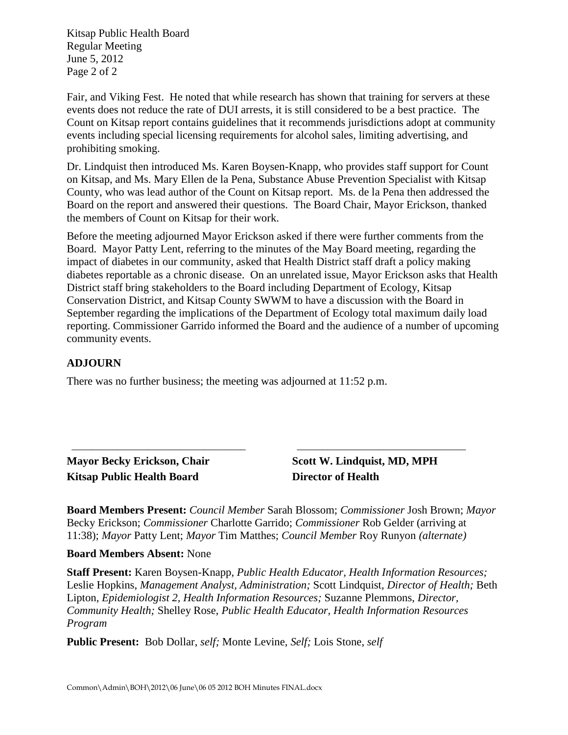Fair, and Viking Fest. He noted that while research has shown that training for servers at these events does not reduce the rate of DUI arrests, it is still considered to be a best practice. The Count on Kitsap report contains guidelines that it recommends jurisdictions adopt at community events including special licensing requirements for alcohol sales, limiting advertising, and prohibiting smoking.

Dr. Lindquist then introduced Ms. Karen Boysen-Knapp, who provides staff support for Count on Kitsap, and Ms. Mary Ellen de la Pena, Substance Abuse Prevention Specialist with Kitsap County, who was lead author of the Count on Kitsap report. Ms. de la Pena then addressed the Board on the report and answered their questions. The Board Chair, Mayor Erickson, thanked the members of Count on Kitsap for their work.

Before the meeting adjourned Mayor Erickson asked if there were further comments from the Board. Mayor Patty Lent, referring to the minutes of the May Board meeting, regarding the impact of diabetes in our community, asked that Health District staff draft a policy making diabetes reportable as a chronic disease. On an unrelated issue, Mayor Erickson asks that Health District staff bring stakeholders to the Board including Department of Ecology, Kitsap Conservation District, and Kitsap County SWWM to have a discussion with the Board in September regarding the implications of the Department of Ecology total maximum daily load reporting. Commissioner Garrido informed the Board and the audience of a number of upcoming community events.

## ADJOURN

There was no further business; the meeting was adjourned at 11:52 p.m.

| | |
|---|---|
| ______________________________ | ______________________________ |
| **Mayor Becky Erickson, Chair** | **Scott W. Lindquist, MD, MPH** |
| **Kitsap Public Health Board** | **Director of Health** |

**Board Members Present:** *Council Member* Sarah Blossom; *Commissioner* Josh Brown; *Mayor* Becky Erickson; *Commissioner* Charlotte Garrido; *Commissioner* Rob Gelder (arriving at 11:38); *Mayor* Patty Lent; *Mayor* Tim Matthes; *Council Member* Roy Runyon *(alternate)*

**Board Members Absent:** None

**Staff Present:** Karen Boysen-Knapp, *Public Health Educator, Health Information Resources;* Leslie Hopkins, *Management Analyst, Administration;* Scott Lindquist, *Director of Health;* Beth Lipton, *Epidemiologist 2, Health Information Resources;* Suzanne Plemmons, *Director, Community Health;* Shelley Rose, *Public Health Educator, Health Information Resources Program*

**Public Present:** Bob Dollar, *self;* Monte Levine, *Self;* Lois Stone, *self*

Common\Admin\BOH\2012\06 June\06 05 2012 BOH Minutes FINAL.docx